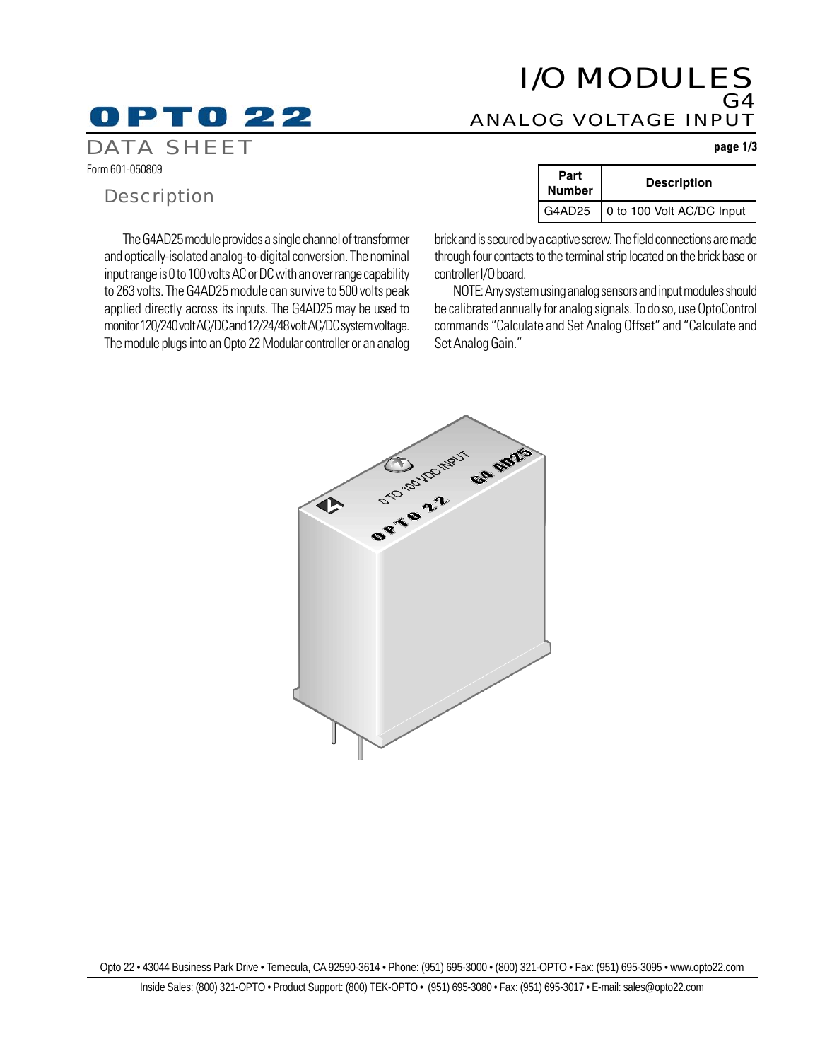# I/O MODULES
## G4
## ANALOG VOLTAGE INPUT

**OPTO 22**

DATA SHEET

Form 601-050809

| Part Number | Description |
| --- | --- |
| G4AD25 | 0 to 100 Volt AC/DC Input |

## Description

The G4AD25 module provides a single channel of transformer and optically-isolated analog-to-digital conversion. The nominal input range is 0 to 100 volts AC or DC with an over range capability to 263 volts. The G4AD25 module can survive to 500 volts peak applied directly across its inputs. The G4AD25 may be used to monitor 120/240 volt AC/DC and 12/24/48 volt AC/DC system voltage. The module plugs into an Opto 22 Modular controller or an analog brick and is secured by a captive screw. The field connections are made through four contacts to the terminal strip located on the brick base or controller I/O board.

NOTE: Any system using analog sensors and input modules should be calibrated annually for analog signals. To do so, use OptoControl commands "Calculate and Set Analog Offset" and "Calculate and Set Analog Gain."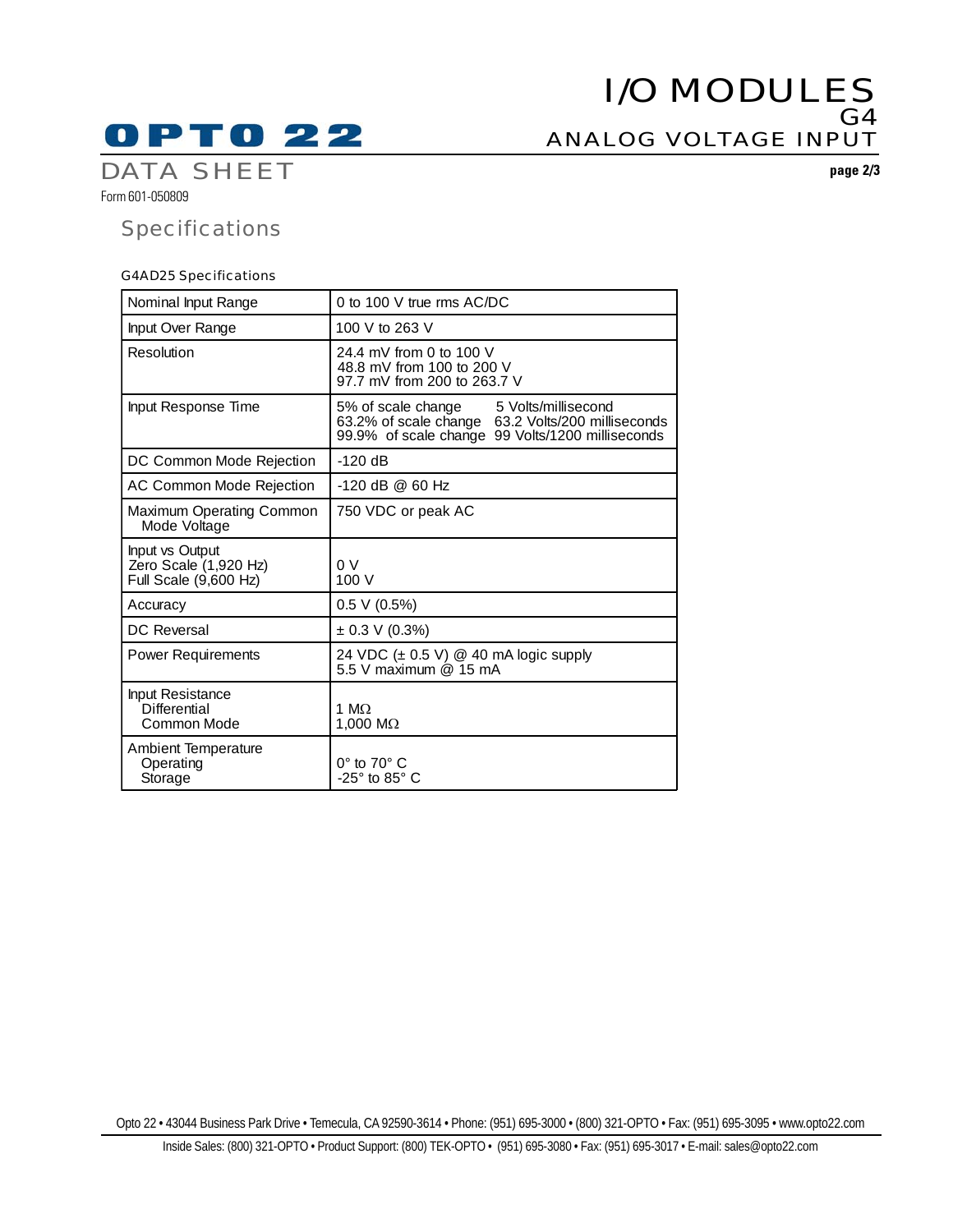## Specifications

### G4AD25 Specifications

| | |
|---|---|
| Nominal Input Range | 0 to 100 V true rms AC/DC |
| Input Over Range | 100 V to 263 V |
| Resolution | 24.4 mV from 0 to 100 V<br>48.8 mV from 100 to 200 V<br>97.7 mV from 200 to 263.7 V |
| Input Response Time | 5% of scale change — 5 Volts/millisecond<br>63.2% of scale change — 63.2 Volts/200 milliseconds<br>99.9% of scale change — 99 Volts/1200 milliseconds |
| DC Common Mode Rejection | -120 dB |
| AC Common Mode Rejection | -120 dB @ 60 Hz |
| Maximum Operating Common Mode Voltage | 750 VDC or peak AC |
| Input vs Output<br>Zero Scale (1,920 Hz)<br>Full Scale (9,600 Hz) | <br>0 V<br>100 V |
| Accuracy | 0.5 V (0.5%) |
| DC Reversal | ± 0.3 V (0.3%) |
| Power Requirements | 24 VDC (± 0.5 V) @ 40 mA logic supply<br>5.5 V maximum @ 15 mA |
| Input Resistance<br>Differential<br>Common Mode | <br>1 MΩ<br>1,000 MΩ |
| Ambient Temperature<br>Operating<br>Storage | <br>0° to 70° C<br>-25° to 85° C |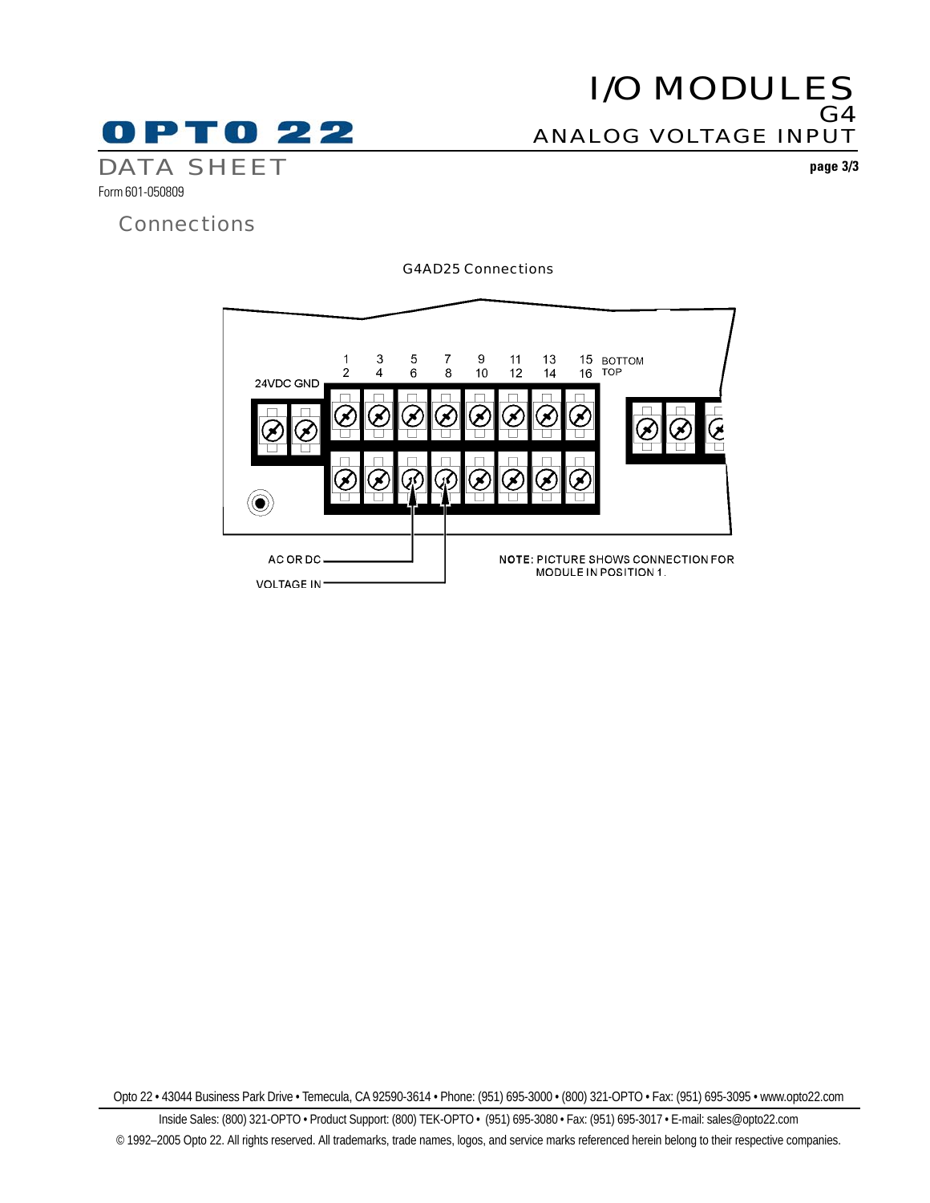## Connections

G4AD25 Connections

24VDC GND

1 3 5 7 9 11 13 15 BOTTOM
2 4 6 8 10 12 14 16 TOP

AC OR DC

VOLTAGE IN

NOTE: PICTURE SHOWS CONNECTION FOR MODULE IN POSITION 1.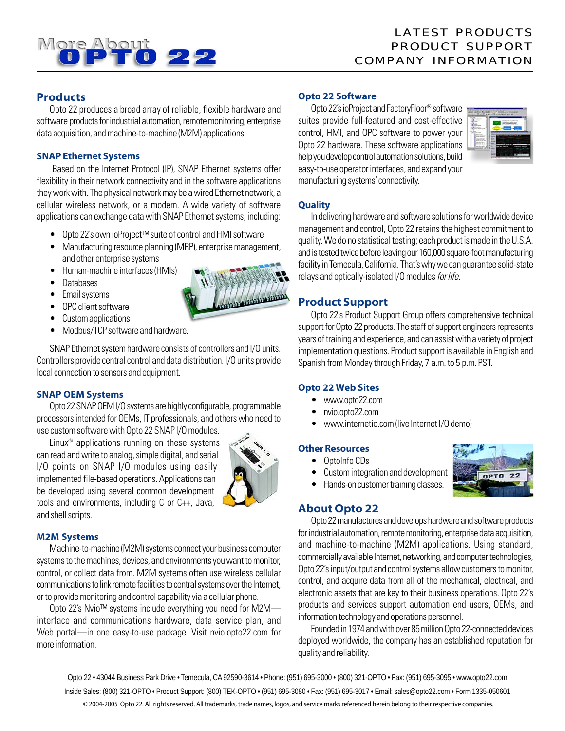# More About OPTO 22

LATEST PRODUCTS
PRODUCT SUPPORT
COMPANY INFORMATION

## Products

Opto 22 produces a broad array of reliable, flexible hardware and software products for industrial automation, remote monitoring, enterprise data acquisition, and machine-to-machine (M2M) applications.

### SNAP Ethernet Systems

Based on the Internet Protocol (IP), SNAP Ethernet systems offer flexibility in their network connectivity and in the software applications they work with. The physical network may be a wired Ethernet network, a cellular wireless network, or a modem. A wide variety of software applications can exchange data with SNAP Ethernet systems, including:

- Opto 22's own ioProject™ suite of control and HMI software
- Manufacturing resource planning (MRP), enterprise management, and other enterprise systems
- Human-machine interfaces (HMIs)
- Databases
- Email systems
- OPC client software
- Custom applications
- Modbus/TCP software and hardware.

SNAP Ethernet system hardware consists of controllers and I/O units. Controllers provide central control and data distribution. I/O units provide local connection to sensors and equipment.

### SNAP OEM Systems

Opto 22 SNAP OEM I/O systems are highly configurable, programmable processors intended for OEMs, IT professionals, and others who need to use custom software with Opto 22 SNAP I/O modules.

Linux® applications running on these systems can read and write to analog, simple digital, and serial I/O points on SNAP I/O modules using easily implemented file-based operations. Applications can be developed using several common development tools and environments, including C or C++, Java, and shell scripts.

### M2M Systems

Machine-to-machine (M2M) systems connect your business computer systems to the machines, devices, and environments you want to monitor, control, or collect data from. M2M systems often use wireless cellular communications to link remote facilities to central systems over the Internet, or to provide monitoring and control capability via a cellular phone.

Opto 22's Nvio™ systems include everything you need for M2M—interface and communications hardware, data service plan, and Web portal—in one easy-to-use package. Visit nvio.opto22.com for more information.

### Opto 22 Software

Opto 22's ioProject and FactoryFloor® software suites provide full-featured and cost-effective control, HMI, and OPC software to power your Opto 22 hardware. These software applications help you develop control automation solutions, build easy-to-use operator interfaces, and expand your manufacturing systems' connectivity.

### Quality

In delivering hardware and software solutions for worldwide device management and control, Opto 22 retains the highest commitment to quality. We do no statistical testing; each product is made in the U.S.A. and is tested twice before leaving our 160,000 square-foot manufacturing facility in Temecula, California. That's why we can guarantee solid-state relays and optically-isolated I/O modules *for life*.

## Product Support

Opto 22's Product Support Group offers comprehensive technical support for Opto 22 products. The staff of support engineers represents years of training and experience, and can assist with a variety of project implementation questions. Product support is available in English and Spanish from Monday through Friday, 7 a.m. to 5 p.m. PST.

### Opto 22 Web Sites

- www.opto22.com
- nvio.opto22.com
- www.internetio.com (live Internet I/O demo)

### Other Resources

- OptoInfo CDs
- Custom integration and development
- Hands-on customer training classes.

## About Opto 22

Opto 22 manufactures and develops hardware and software products for industrial automation, remote monitoring, enterprise data acquisition, and machine-to-machine (M2M) applications. Using standard, commercially available Internet, networking, and computer technologies, Opto 22's input/output and control systems allow customers to monitor, control, and acquire data from all of the mechanical, electrical, and electronic assets that are key to their business operations. Opto 22's products and services support automation end users, OEMs, and information technology and operations personnel.

Founded in 1974 and with over 85 million Opto 22-connected devices deployed worldwide, the company has an established reputation for quality and reliability.

Opto 22 • 43044 Business Park Drive • Temecula, CA 92590-3614 • Phone: (951) 695-3000 • (800) 321-OPTO • Fax: (951) 695-3095 • www.opto22.com

Inside Sales: (800) 321-OPTO • Product Support: (800) TEK-OPTO • (951) 695-3080 • Fax: (951) 695-3017 • Email: sales@opto22.com • Form 1335-050601

© 2004-2005 Opto 22. All rights reserved. All trademarks, trade names, logos, and service marks referenced herein belong to their respective companies.